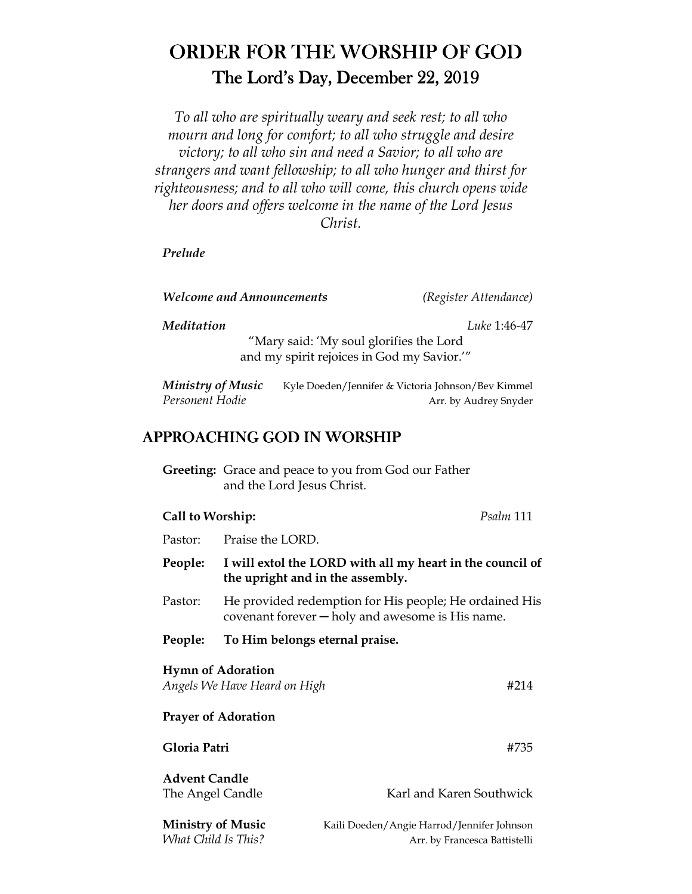# ORDER FOR THE WORSHIP OF GOD
## The Lord's Day, December 22, 2019

*To all who are spiritually weary and seek rest; to all who mourn and long for comfort; to all who struggle and desire victory; to all who sin and need a Savior; to all who are strangers and want fellowship; to all who hunger and thirst for righteousness; and to all who will come, this church opens wide her doors and offers welcome in the name of the Lord Jesus Christ.*

***Prelude***

***Welcome and Announcements*** *(Register Attendance)*

***Meditation*** *Luke* 1:46-47

"Mary said: 'My soul glorifies the Lord and my spirit rejoices in God my Savior.'"

***Ministry of Music*** Kyle Doeden/Jennifer & Victoria Johnson/Bev Kimmel
*Personent Hodie* Arr. by Audrey Snyder

## APPROACHING GOD IN WORSHIP

**Greeting:** Grace and peace to you from God our Father and the Lord Jesus Christ.

**Call to Worship:** *Psalm* 111

Pastor: Praise the LORD.

**People: I will extol the LORD with all my heart in the council of the upright and in the assembly.**

Pastor: He provided redemption for His people; He ordained His covenant forever — holy and awesome is His name.

**People: To Him belongs eternal praise.**

**Hymn of Adoration**
*Angels We Have Heard on High* #214

**Prayer of Adoration**

**Gloria Patri** #735

**Advent Candle**
The Angel Candle Karl and Karen Southwick

**Ministry of Music** Kaili Doeden/Angie Harrod/Jennifer Johnson
*What Child Is This?* Arr. by Francesca Battistelli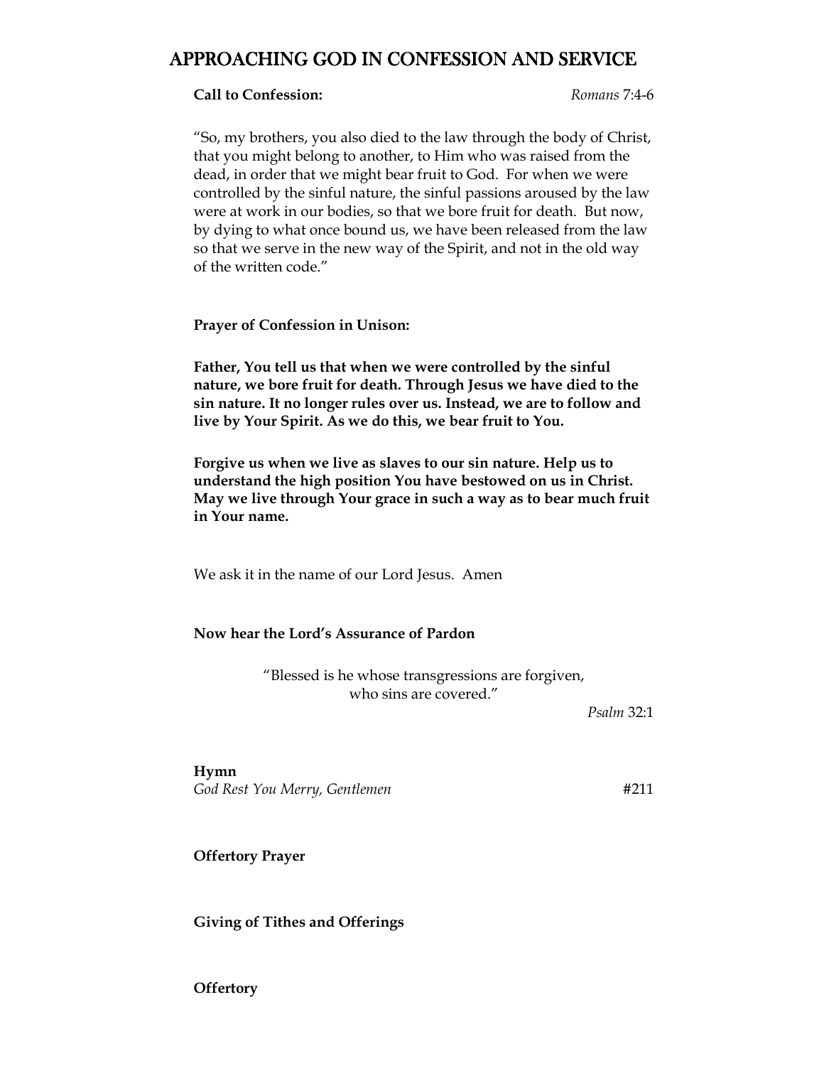# APPROACHING GOD IN CONFESSION AND SERVICE

**Call to Confession:** *Romans* 7:4-6

"So, my brothers, you also died to the law through the body of Christ, that you might belong to another, to Him who was raised from the dead, in order that we might bear fruit to God. For when we were controlled by the sinful nature, the sinful passions aroused by the law were at work in our bodies, so that we bore fruit for death. But now, by dying to what once bound us, we have been released from the law so that we serve in the new way of the Spirit, and not in the old way of the written code."

**Prayer of Confession in Unison:**

**Father, You tell us that when we were controlled by the sinful nature, we bore fruit for death. Through Jesus we have died to the sin nature. It no longer rules over us. Instead, we are to follow and live by Your Spirit. As we do this, we bear fruit to You.**

**Forgive us when we live as slaves to our sin nature. Help us to understand the high position You have bestowed on us in Christ. May we live through Your grace in such a way as to bear much fruit in Your name.**

We ask it in the name of our Lord Jesus. Amen

**Now hear the Lord's Assurance of Pardon**

"Blessed is he whose transgressions are forgiven,
who sins are covered."

*Psalm* 32:1

**Hymn**
*God Rest You Merry, Gentlemen* #211

**Offertory Prayer**

**Giving of Tithes and Offerings**

**Offertory**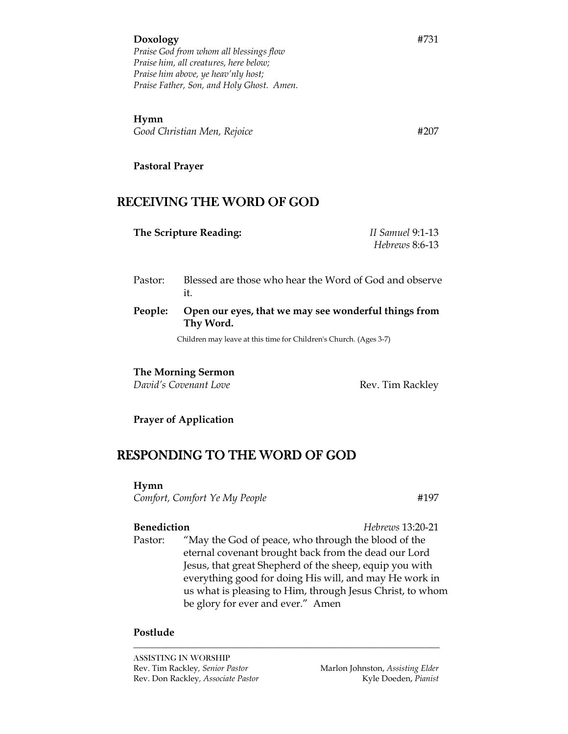**Doxology** #731

*Praise God from whom all blessings flow*
*Praise him, all creatures, here below;*
*Praise him above, ye heav'nly host;*
*Praise Father, Son, and Holy Ghost. Amen.*

**Hymn**
*Good Christian Men, Rejoice* #207

**Pastoral Prayer**

## RECEIVING THE WORD OF GOD

**The Scripture Reading:** *II Samuel* 9:1-13
*Hebrews* 8:6-13

Pastor: Blessed are those who hear the Word of God and observe it.

**People: Open our eyes, that we may see wonderful things from Thy Word.**

Children may leave at this time for Children's Church. (Ages 3-7)

**The Morning Sermon**
*David's Covenant Love* Rev. Tim Rackley

**Prayer of Application**

## RESPONDING TO THE WORD OF GOD

**Hymn**
*Comfort, Comfort Ye My People* #197

**Benediction** *Hebrews* 13:20-21

Pastor: "May the God of peace, who through the blood of the eternal covenant brought back from the dead our Lord Jesus, that great Shepherd of the sheep, equip you with everything good for doing His will, and may He work in us what is pleasing to Him, through Jesus Christ, to whom be glory for ever and ever." Amen

**Postlude**

---

ASSISTING IN WORSHIP
Rev. Tim Rackley, *Senior Pastor*
Rev. Don Rackley, *Associate Pastor*
Marlon Johnston, *Assisting Elder*
Kyle Doeden, *Pianist*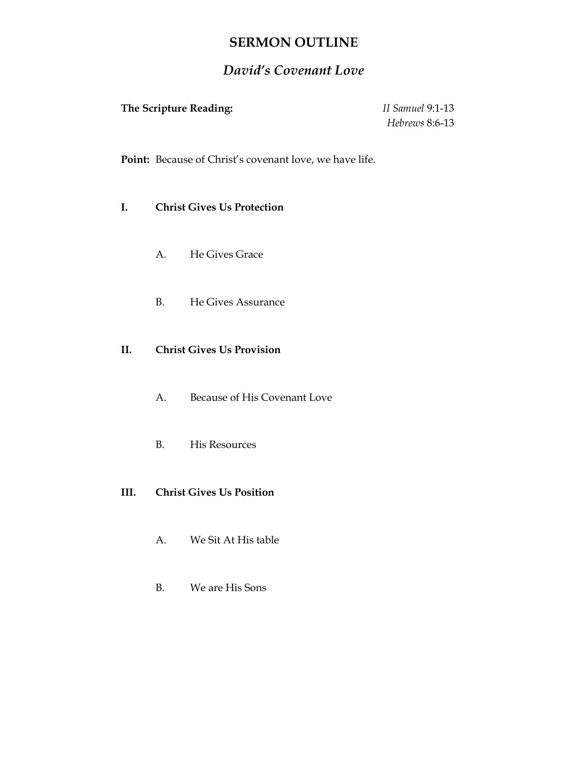# SERMON OUTLINE

## *David's Covenant Love*

**The Scripture Reading:** *II Samuel* 9:1-13  
*Hebrews* 8:6-13

**Point:** Because of Christ's covenant love, we have life.

**I. Christ Gives Us Protection**

A. He Gives Grace

B. He Gives Assurance

**II. Christ Gives Us Provision**

A. Because of His Covenant Love

B. His Resources

**III. Christ Gives Us Position**

A. We Sit At His table

B. We are His Sons